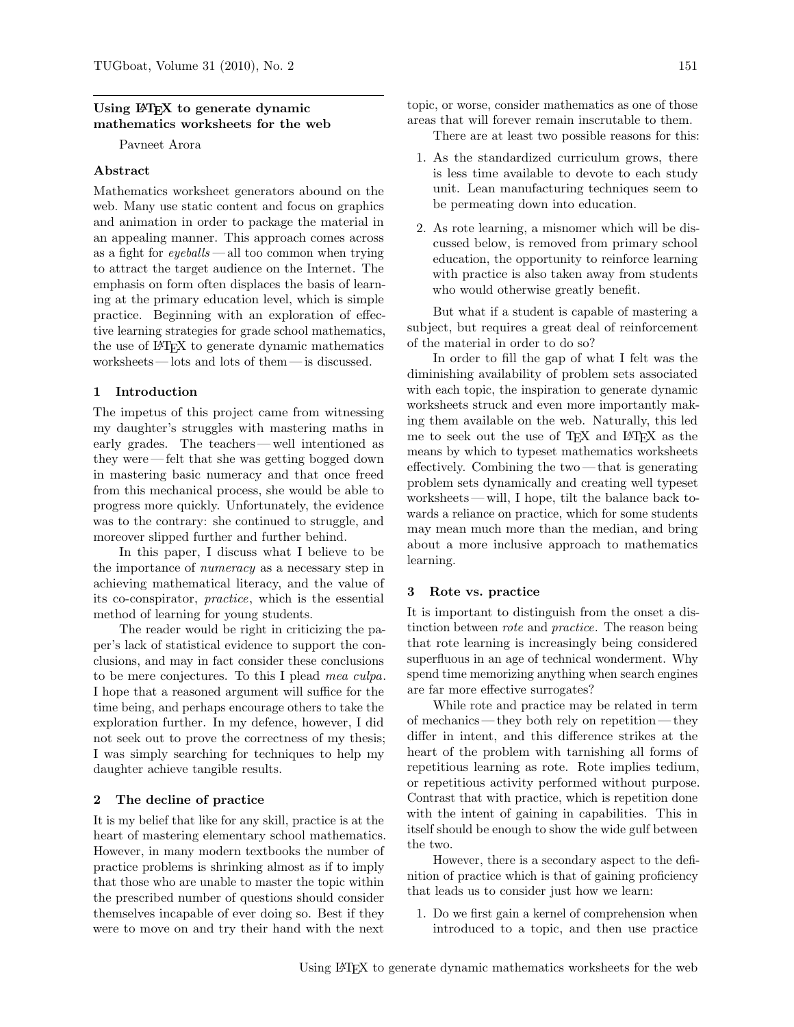# Using LaTeX to generate dynamic mathematics worksheets for the web

Pavneet Arora

## Abstract

Mathematics worksheet generators abound on the web. Many use static content and focus on graphics and animation in order to package the material in an appealing manner. This approach comes across as a fight for *eyeballs* — all too common when trying to attract the target audience on the Internet. The emphasis on form often displaces the basis of learning at the primary education level, which is simple practice. Beginning with an exploration of effective learning strategies for grade school mathematics, the use of LaTeX to generate dynamic mathematics worksheets — lots and lots of them — is discussed.

## 1 Introduction

The impetus of this project came from witnessing my daughter's struggles with mastering maths in early grades. The teachers — well intentioned as they were — felt that she was getting bogged down in mastering basic numeracy and that once freed from this mechanical process, she would be able to progress more quickly. Unfortunately, the evidence was to the contrary: she continued to struggle, and moreover slipped further and further behind.

In this paper, I discuss what I believe to be the importance of *numeracy* as a necessary step in achieving mathematical literacy, and the value of its co-conspirator, *practice*, which is the essential method of learning for young students.

The reader would be right in criticizing the paper's lack of statistical evidence to support the conclusions, and may in fact consider these conclusions to be mere conjectures. To this I plead *mea culpa*. I hope that a reasoned argument will suffice for the time being, and perhaps encourage others to take the exploration further. In my defence, however, I did not seek out to prove the correctness of my thesis; I was simply searching for techniques to help my daughter achieve tangible results.

## 2 The decline of practice

It is my belief that like for any skill, practice is at the heart of mastering elementary school mathematics. However, in many modern textbooks the number of practice problems is shrinking almost as if to imply that those who are unable to master the topic within the prescribed number of questions should consider themselves incapable of ever doing so. Best if they were to move on and try their hand with the next topic, or worse, consider mathematics as one of those areas that will forever remain inscrutable to them.

There are at least two possible reasons for this:

1. As the standardized curriculum grows, there is less time available to devote to each study unit. Lean manufacturing techniques seem to be permeating down into education.
2. As rote learning, a misnomer which will be discussed below, is removed from primary school education, the opportunity to reinforce learning with practice is also taken away from students who would otherwise greatly benefit.

But what if a student is capable of mastering a subject, but requires a great deal of reinforcement of the material in order to do so?

In order to fill the gap of what I felt was the diminishing availability of problem sets associated with each topic, the inspiration to generate dynamic worksheets struck and even more importantly making them available on the web. Naturally, this led me to seek out the use of TeX and LaTeX as the means by which to typeset mathematics worksheets effectively. Combining the two — that is generating problem sets dynamically and creating well typeset worksheets — will, I hope, tilt the balance back towards a reliance on practice, which for some students may mean much more than the median, and bring about a more inclusive approach to mathematics learning.

## 3 Rote vs. practice

It is important to distinguish from the onset a distinction between *rote* and *practice*. The reason being that rote learning is increasingly being considered superfluous in an age of technical wonderment. Why spend time memorizing anything when search engines are far more effective surrogates?

While rote and practice may be related in term of mechanics — they both rely on repetition — they differ in intent, and this difference strikes at the heart of the problem with tarnishing all forms of repetitious learning as rote. Rote implies tedium, or repetitious activity performed without purpose. Contrast that with practice, which is repetition done with the intent of gaining in capabilities. This in itself should be enough to show the wide gulf between the two.

However, there is a secondary aspect to the definition of practice which is that of gaining proficiency that leads us to consider just how we learn:

1. Do we first gain a kernel of comprehension when introduced to a topic, and then use practice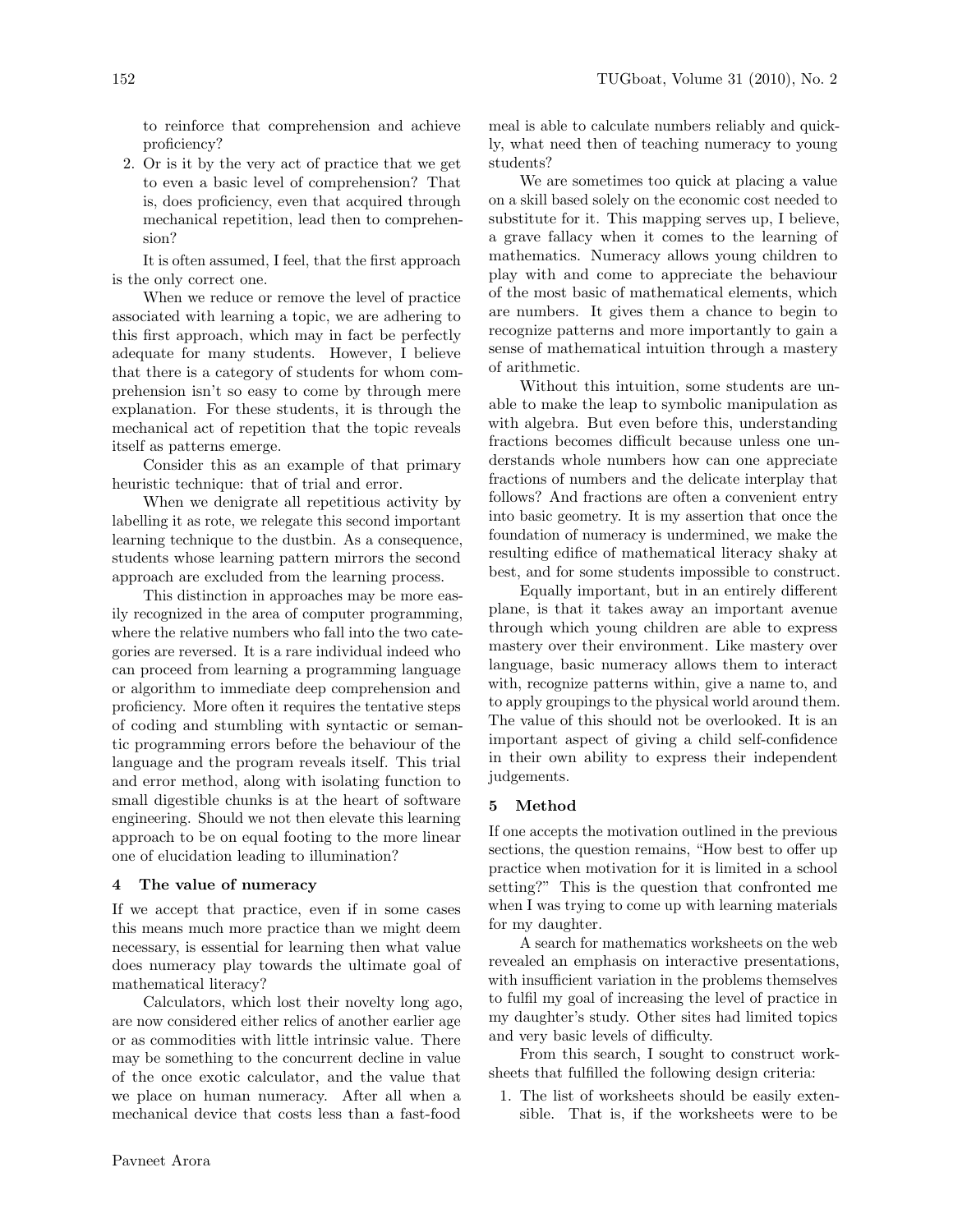to reinforce that comprehension and achieve proficiency?

2. Or is it by the very act of practice that we get to even a basic level of comprehension? That is, does proficiency, even that acquired through mechanical repetition, lead then to comprehension?

It is often assumed, I feel, that the first approach is the only correct one.

When we reduce or remove the level of practice associated with learning a topic, we are adhering to this first approach, which may in fact be perfectly adequate for many students. However, I believe that there is a category of students for whom comprehension isn't so easy to come by through mere explanation. For these students, it is through the mechanical act of repetition that the topic reveals itself as patterns emerge.

Consider this as an example of that primary heuristic technique: that of trial and error.

When we denigrate all repetitious activity by labelling it as rote, we relegate this second important learning technique to the dustbin. As a consequence, students whose learning pattern mirrors the second approach are excluded from the learning process.

This distinction in approaches may be more easily recognized in the area of computer programming, where the relative numbers who fall into the two categories are reversed. It is a rare individual indeed who can proceed from learning a programming language or algorithm to immediate deep comprehension and proficiency. More often it requires the tentative steps of coding and stumbling with syntactic or semantic programming errors before the behaviour of the language and the program reveals itself. This trial and error method, along with isolating function to small digestible chunks is at the heart of software engineering. Should we not then elevate this learning approach to be on equal footing to the more linear one of elucidation leading to illumination?

## 4 The value of numeracy

If we accept that practice, even if in some cases this means much more practice than we might deem necessary, is essential for learning then what value does numeracy play towards the ultimate goal of mathematical literacy?

Calculators, which lost their novelty long ago, are now considered either relics of another earlier age or as commodities with little intrinsic value. There may be something to the concurrent decline in value of the once exotic calculator, and the value that we place on human numeracy. After all when a mechanical device that costs less than a fast-food meal is able to calculate numbers reliably and quickly, what need then of teaching numeracy to young students?

We are sometimes too quick at placing a value on a skill based solely on the economic cost needed to substitute for it. This mapping serves up, I believe, a grave fallacy when it comes to the learning of mathematics. Numeracy allows young children to play with and come to appreciate the behaviour of the most basic of mathematical elements, which are numbers. It gives them a chance to begin to recognize patterns and more importantly to gain a sense of mathematical intuition through a mastery of arithmetic.

Without this intuition, some students are unable to make the leap to symbolic manipulation as with algebra. But even before this, understanding fractions becomes difficult because unless one understands whole numbers how can one appreciate fractions of numbers and the delicate interplay that follows? And fractions are often a convenient entry into basic geometry. It is my assertion that once the foundation of numeracy is undermined, we make the resulting edifice of mathematical literacy shaky at best, and for some students impossible to construct.

Equally important, but in an entirely different plane, is that it takes away an important avenue through which young children are able to express mastery over their environment. Like mastery over language, basic numeracy allows them to interact with, recognize patterns within, give a name to, and to apply groupings to the physical world around them. The value of this should not be overlooked. It is an important aspect of giving a child self-confidence in their own ability to express their independent judgements.

## 5 Method

If one accepts the motivation outlined in the previous sections, the question remains, "How best to offer up practice when motivation for it is limited in a school setting?" This is the question that confronted me when I was trying to come up with learning materials for my daughter.

A search for mathematics worksheets on the web revealed an emphasis on interactive presentations, with insufficient variation in the problems themselves to fulfil my goal of increasing the level of practice in my daughter's study. Other sites had limited topics and very basic levels of difficulty.

From this search, I sought to construct worksheets that fulfilled the following design criteria:

1. The list of worksheets should be easily extensible. That is, if the worksheets were to be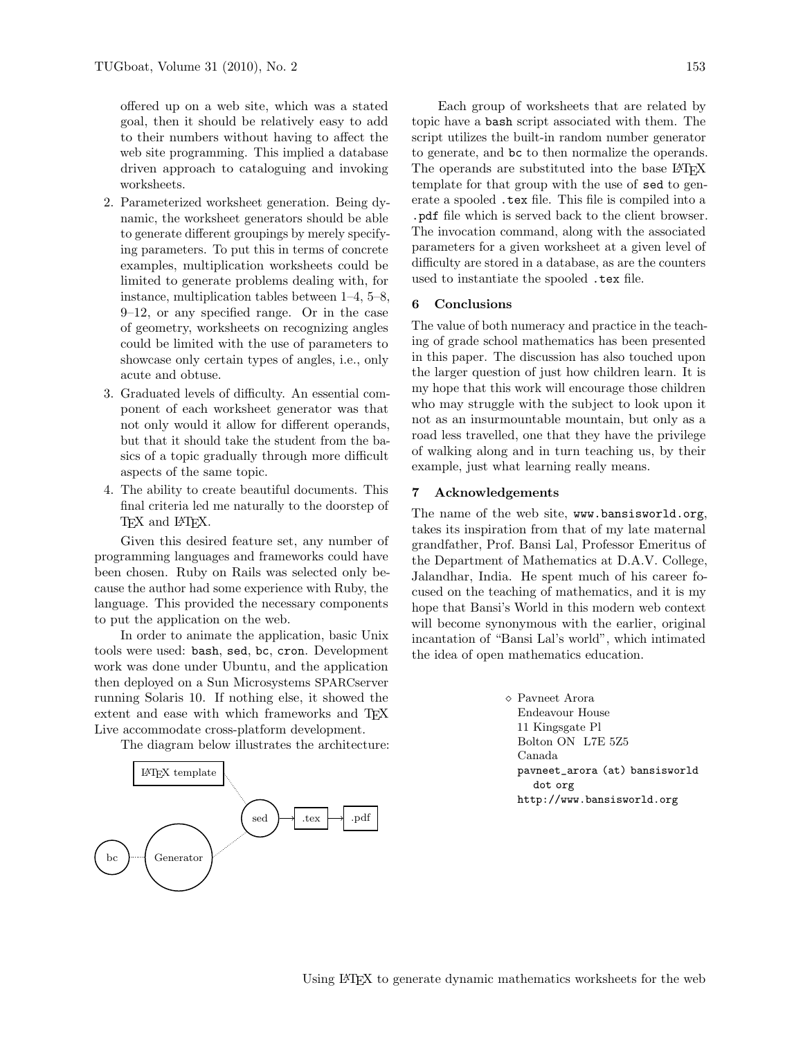offered up on a web site, which was a stated goal, then it should be relatively easy to add to their numbers without having to affect the web site programming. This implied a database driven approach to cataloguing and invoking worksheets.

2. Parameterized worksheet generation. Being dynamic, the worksheet generators should be able to generate different groupings by merely specifying parameters. To put this in terms of concrete examples, multiplication worksheets could be limited to generate problems dealing with, for instance, multiplication tables between 1–4, 5–8, 9–12, or any specified range. Or in the case of geometry, worksheets on recognizing angles could be limited with the use of parameters to showcase only certain types of angles, i.e., only acute and obtuse.
3. Graduated levels of difficulty. An essential component of each worksheet generator was that not only would it allow for different operands, but that it should take the student from the basics of a topic gradually through more difficult aspects of the same topic.
4. The ability to create beautiful documents. This final criteria led me naturally to the doorstep of TeX and LaTeX.

Given this desired feature set, any number of programming languages and frameworks could have been chosen. Ruby on Rails was selected only because the author had some experience with Ruby, the language. This provided the necessary components to put the application on the web.

In order to animate the application, basic Unix tools were used: `bash`, `sed`, `bc`, `cron`. Development work was done under Ubuntu, and the application then deployed on a Sun Microsystems SPARCserver running Solaris 10. If nothing else, it showed the extent and ease with which frameworks and TeX Live accommodate cross-platform development.

The diagram below illustrates the architecture:

LaTeX template

sed → .tex → .pdf

bc — Generator

Each group of worksheets that are related by topic have a `bash` script associated with them. The script utilizes the built-in random number generator to generate, and `bc` to then normalize the operands. The operands are substituted into the base LaTeX template for that group with the use of `sed` to generate a spooled `.tex` file. This file is compiled into a `.pdf` file which is served back to the client browser. The invocation command, along with the associated parameters for a given worksheet at a given level of difficulty are stored in a database, as are the counters used to instantiate the spooled `.tex` file.

## 6 Conclusions

The value of both numeracy and practice in the teaching of grade school mathematics has been presented in this paper. The discussion has also touched upon the larger question of just how children learn. It is my hope that this work will encourage those children who may struggle with the subject to look upon it not as an insurmountable mountain, but only as a road less travelled, one that they have the privilege of walking along and in turn teaching us, by their example, just what learning really means.

## 7 Acknowledgements

The name of the web site, `www.bansisworld.org`, takes its inspiration from that of my late maternal grandfather, Prof. Bansi Lal, Professor Emeritus of the Department of Mathematics at D.A.V. College, Jalandhar, India. He spent much of his career focused on the teaching of mathematics, and it is my hope that Bansi's World in this modern web context will become synonymous with the earlier, original incantation of "Bansi Lal's world", which intimated the idea of open mathematics education.

◇ Pavneet Arora
Endeavour House
11 Kingsgate Pl
Bolton ON L7E 5Z5
Canada
`pavneet_arora (at) bansisworld dot org`
`http://www.bansisworld.org`